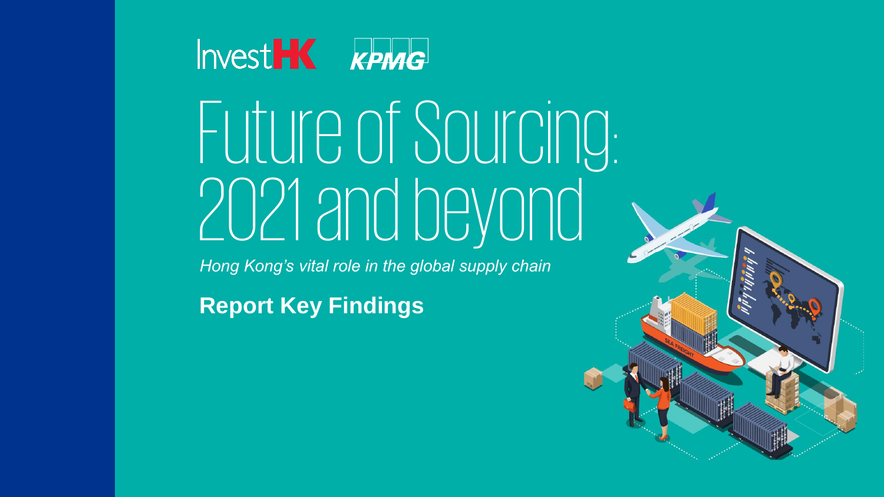InvestHK KPMG

# Future of Sourcing: 2021 and beyond

*Hong Kong's vital role in the global supply chain*

**Report Key Findings**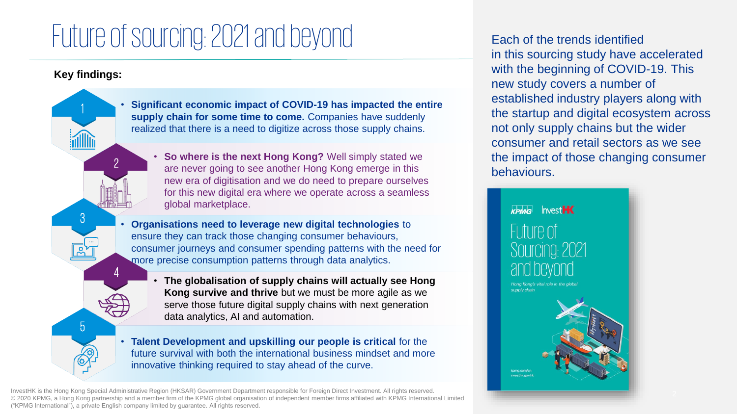# Future of sourcing: 2021 and beyond

**Key findings:**

1. **Significant economic impact of COVID-19 has impacted the entire supply chain for some time to come.** Companies have suddenly realized that there is a need to digitize across those supply chains.

2. **So where is the next Hong Kong?** Well simply stated we are never going to see another Hong Kong emerge in this new era of digitisation and we do need to prepare ourselves for this new digital era where we operate across a seamless global marketplace.

3. **Organisations need to leverage new digital technologies** to ensure they can track those changing consumer behaviours, consumer journeys and consumer spending patterns with the need for more precise consumption patterns through data analytics.

4. **The globalisation of supply chains will actually see Hong Kong survive and thrive** but we must be more agile as we serve those future digital supply chains with next generation data analytics, AI and automation.

5. **Talent Development and upskilling our people is critical** for the future survival with both the international business mindset and more innovative thinking required to stay ahead of the curve.

Each of the trends identified in this sourcing study have accelerated with the beginning of COVID-19. This new study covers a number of established industry players along with the startup and digital ecosystem across not only supply chains but the wider consumer and retail sectors as we see the impact of those changing consumer behaviours.

KPMG InvestHK

Future of Sourcing: 2021 and beyond

*Hong Kong's vital role in the global supply chain*

kpmg.com/cn
investhk.gov.hk

InvestHK is the Hong Kong Special Administrative Region (HKSAR) Government Department responsible for Foreign Direct Investment. All rights reserved.
© 2020 KPMG, a Hong Kong partnership and a member firm of the KPMG global organisation of independent member firms affiliated with KPMG International Limited ("KPMG International"), a private English company limited by guarantee. All rights reserved.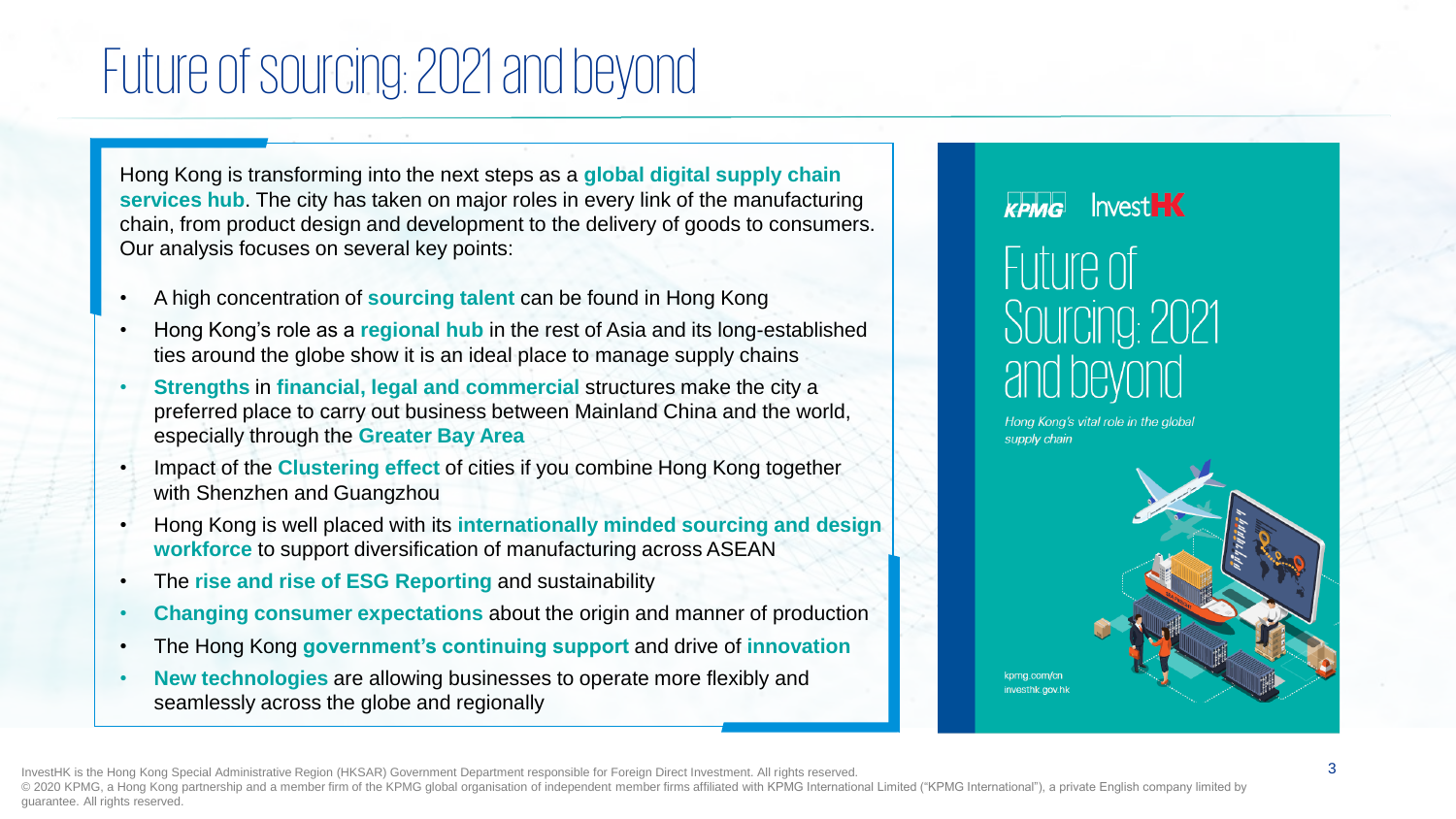# Future of sourcing: 2021 and beyond

Hong Kong is transforming into the next steps as a **global digital supply chain services hub**. The city has taken on major roles in every link of the manufacturing chain, from product design and development to the delivery of goods to consumers. Our analysis focuses on several key points:

- A high concentration of **sourcing talent** can be found in Hong Kong
- Hong Kong's role as a **regional hub** in the rest of Asia and its long-established ties around the globe show it is an ideal place to manage supply chains
- **Strengths** in **financial, legal and commercial** structures make the city a preferred place to carry out business between Mainland China and the world, especially through the **Greater Bay Area**
- Impact of the **Clustering effect** of cities if you combine Hong Kong together with Shenzhen and Guangzhou
- Hong Kong is well placed with its **internationally minded sourcing and design workforce** to support diversification of manufacturing across ASEAN
- The **rise and rise of ESG Reporting** and sustainability
- **Changing consumer expectations** about the origin and manner of production
- The Hong Kong **government's continuing support** and drive of **innovation**
- **New technologies** are allowing businesses to operate more flexibly and seamlessly across the globe and regionally

KPMG InvestHK

Future of Sourcing: 2021 and beyond

*Hong Kong's vital role in the global supply chain*

kpmg.com/cn
investhk.gov.hk

InvestHK is the Hong Kong Special Administrative Region (HKSAR) Government Department responsible for Foreign Direct Investment. All rights reserved.
© 2020 KPMG, a Hong Kong partnership and a member firm of the KPMG global organisation of independent member firms affiliated with KPMG International Limited ("KPMG International"), a private English company limited by guarantee. All rights reserved.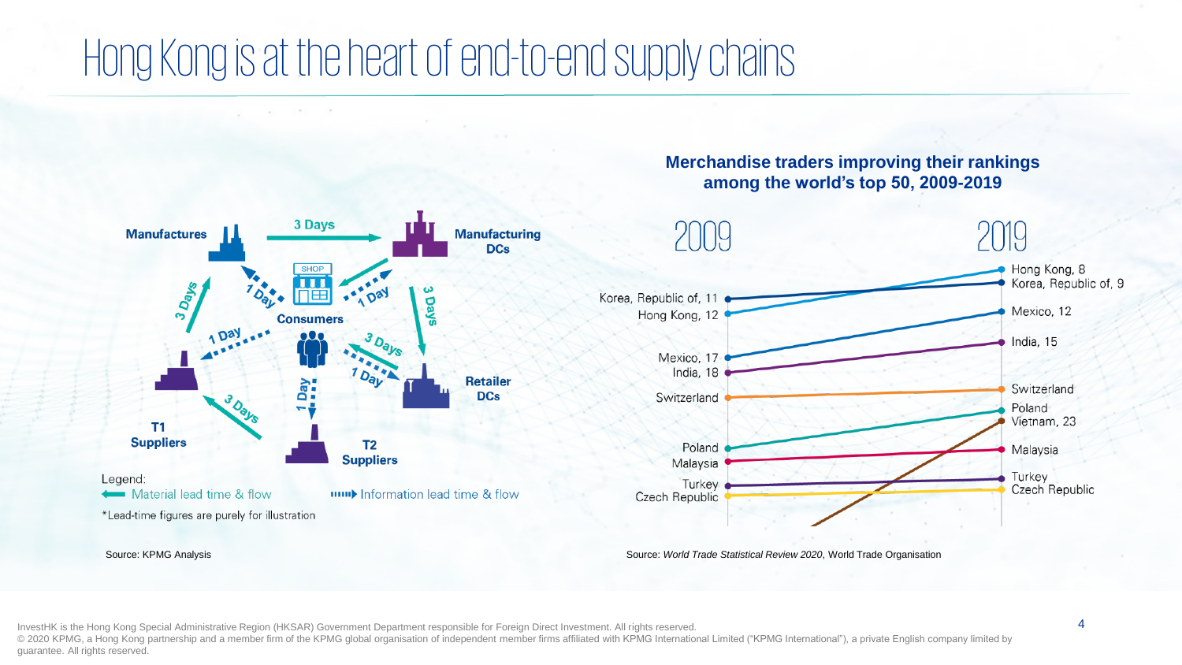# Hong Kong is at the heart of end-to-end supply chains

Manufactures

3 Days

Manufacturing DCs

1 Day

1 Day

3 Days

3 Days

Consumers

1 Day

3 Days

1 Day

Retailer DCs

1 Day

T1 Suppliers

3 Days

T2 Suppliers

Legend:

Material lead time & flow

Information lead time & flow

*Lead-time figures are purely for illustration

Source: KPMG Analysis

**Merchandise traders improving their rankings among the world's top 50, 2009-2019**

| 2009 | 2019 |
| --- | --- |
| Korea, Republic of, 11 | Hong Kong, 8 |
| Hong Kong, 12 | Korea, Republic of, 9 |
| Mexico, 17 | Mexico, 12 |
| India, 18 | India, 15 |
| Switzerland | Switzerland |
| Poland | Poland |
| Malaysia | Vietnam, 23 |
| Turkey | Malaysia |
| Czech Republic | Turkey |
| | Czech Republic |

Source: *World Trade Statistical Review 2020*, World Trade Organisation

InvestHK is the Hong Kong Special Administrative Region (HKSAR) Government Department responsible for Foreign Direct Investment. All rights reserved.
© 2020 KPMG, a Hong Kong partnership and a member firm of the KPMG global organisation of independent member firms affiliated with KPMG International Limited ("KPMG International"), a private English company limited by guarantee. All rights reserved.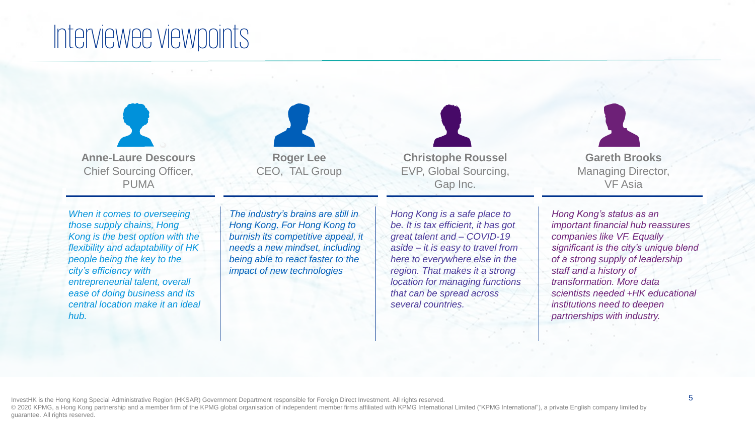# Interviewee viewpoints

**Anne-Laure Descours**
Chief Sourcing Officer, PUMA

*When it comes to overseeing those supply chains, Hong Kong is the best option with the flexibility and adaptability of HK people being the key to the city's efficiency with entrepreneurial talent, overall ease of doing business and its central location make it an ideal hub.*

**Roger Lee**
CEO, TAL Group

*The industry's brains are still in Hong Kong. For Hong Kong to burnish its competitive appeal, it needs a new mindset, including being able to react faster to the impact of new technologies*

**Christophe Roussel**
EVP, Global Sourcing, Gap Inc.

*Hong Kong is a safe place to be. It is tax efficient, it has got great talent and – COVID-19 aside – it is easy to travel from here to everywhere else in the region. That makes it a strong location for managing functions that can be spread across several countries.*

**Gareth Brooks**
Managing Director, VF Asia

*Hong Kong's status as an important financial hub reassures companies like VF. Equally significant is the city's unique blend of a strong supply of leadership staff and a history of transformation. More data scientists needed +HK educational institutions need to deepen partnerships with industry.*

InvestHK is the Hong Kong Special Administrative Region (HKSAR) Government Department responsible for Foreign Direct Investment. All rights reserved.
© 2020 KPMG, a Hong Kong partnership and a member firm of the KPMG global organisation of independent member firms affiliated with KPMG International Limited ("KPMG International"), a private English company limited by guarantee. All rights reserved.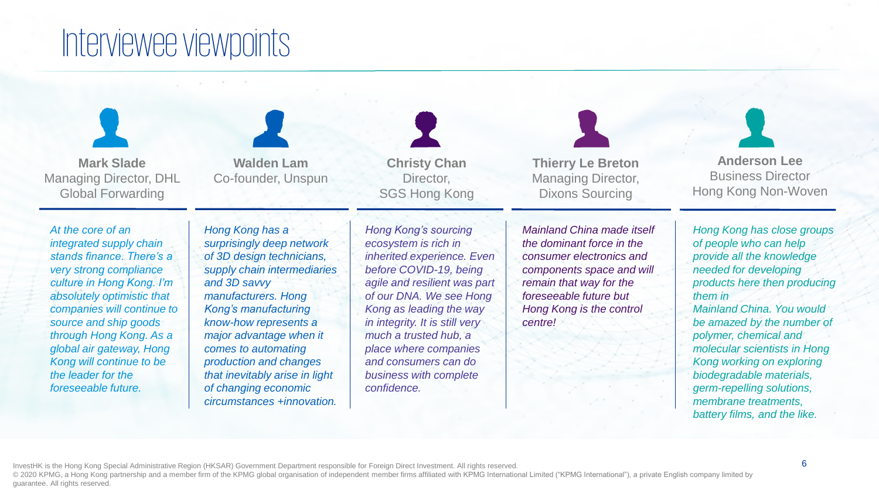# Interviewee viewpoints

**Mark Slade**
Managing Director, DHL Global Forwarding

*At the core of an integrated supply chain stands finance. There's a very strong compliance culture in Hong Kong. I'm absolutely optimistic that companies will continue to source and ship goods through Hong Kong. As a global air gateway, Hong Kong will continue to be the leader for the foreseeable future.*

**Walden Lam**
Co-founder, Unspun

*Hong Kong has a surprisingly deep network of 3D design technicians, supply chain intermediaries and 3D savvy manufacturers. Hong Kong's manufacturing know-how represents a major advantage when it comes to automating production and changes that inevitably arise in light of changing economic circumstances +innovation.*

**Christy Chan**
Director, SGS Hong Kong

*Hong Kong's sourcing ecosystem is rich in inherited experience. Even before COVID-19, being agile and resilient was part of our DNA. We see Hong Kong as leading the way in integrity. It is still very much a trusted hub, a place where companies and consumers can do business with complete confidence.*

**Thierry Le Breton**
Managing Director, Dixons Sourcing

*Mainland China made itself the dominant force in the consumer electronics and components space and will remain that way for the foreseeable future but Hong Kong is the control centre!*

**Anderson Lee**
Business Director Hong Kong Non-Woven

*Hong Kong has close groups of people who can help provide all the knowledge needed for developing products here then producing them in Mainland China. You would be amazed by the number of polymer, chemical and molecular scientists in Hong Kong working on exploring biodegradable materials, germ-repelling solutions, membrane treatments, battery films, and the like.*

InvestHK is the Hong Kong Special Administrative Region (HKSAR) Government Department responsible for Foreign Direct Investment. All rights reserved.
© 2020 KPMG, a Hong Kong partnership and a member firm of the KPMG global organisation of independent member firms affiliated with KPMG International Limited ("KPMG International"), a private English company limited by guarantee. All rights reserved.